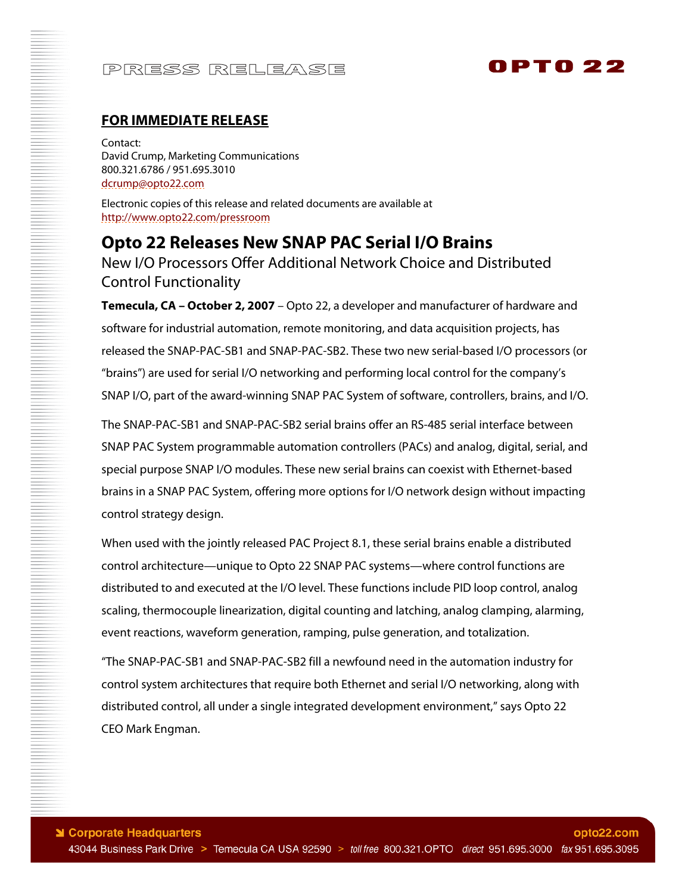PRESS RELEASE

OPTO 22

**FOR IMMEDIATE RELEASE**

Contact:
David Crump, Marketing Communications
800.321.6786 / 951.695.3010
dcrump@opto22.com

Electronic copies of this release and related documents are available at
http://www.opto22.com/pressroom

# Opto 22 Releases New SNAP PAC Serial I/O Brains

## New I/O Processors Offer Additional Network Choice and Distributed Control Functionality

**Temecula, CA – October 2, 2007** – Opto 22, a developer and manufacturer of hardware and software for industrial automation, remote monitoring, and data acquisition projects, has released the SNAP-PAC-SB1 and SNAP-PAC-SB2. These two new serial-based I/O processors (or "brains") are used for serial I/O networking and performing local control for the company's SNAP I/O, part of the award-winning SNAP PAC System of software, controllers, brains, and I/O.

The SNAP-PAC-SB1 and SNAP-PAC-SB2 serial brains offer an RS-485 serial interface between SNAP PAC System programmable automation controllers (PACs) and analog, digital, serial, and special purpose SNAP I/O modules. These new serial brains can coexist with Ethernet-based brains in a SNAP PAC System, offering more options for I/O network design without impacting control strategy design.

When used with the jointly released PAC Project 8.1, these serial brains enable a distributed control architecture—unique to Opto 22 SNAP PAC systems—where control functions are distributed to and executed at the I/O level. These functions include PID loop control, analog scaling, thermocouple linearization, digital counting and latching, analog clamping, alarming, event reactions, waveform generation, ramping, pulse generation, and totalization.

"The SNAP-PAC-SB1 and SNAP-PAC-SB2 fill a newfound need in the automation industry for control system architectures that require both Ethernet and serial I/O networking, along with distributed control, all under a single integrated development environment," says Opto 22 CEO Mark Engman.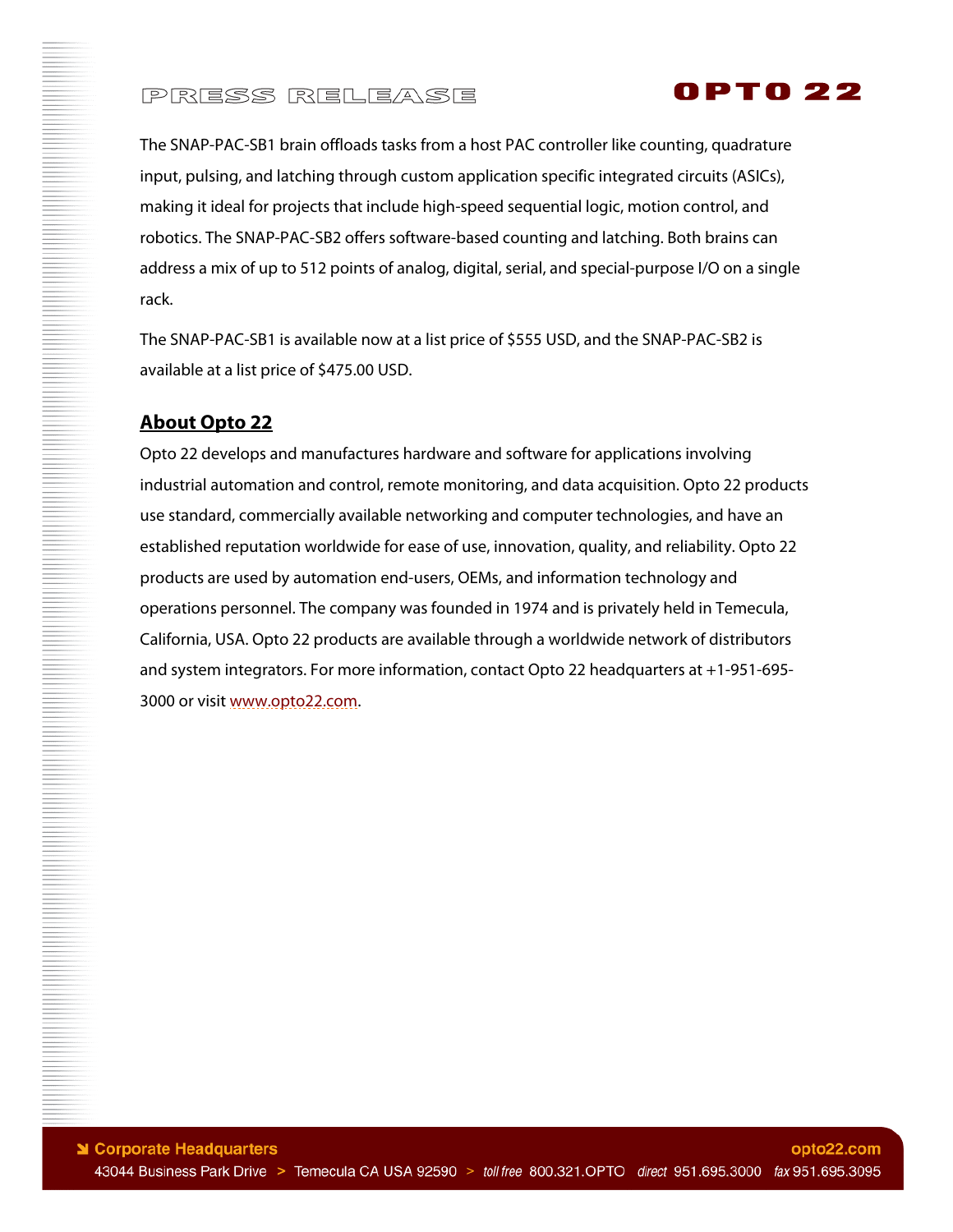The SNAP-PAC-SB1 brain offloads tasks from a host PAC controller like counting, quadrature input, pulsing, and latching through custom application specific integrated circuits (ASICs), making it ideal for projects that include high-speed sequential logic, motion control, and robotics. The SNAP-PAC-SB2 offers software-based counting and latching. Both brains can address a mix of up to 512 points of analog, digital, serial, and special-purpose I/O on a single rack.

The SNAP-PAC-SB1 is available now at a list price of $555 USD, and the SNAP-PAC-SB2 is available at a list price of $475.00 USD.

## About Opto 22

Opto 22 develops and manufactures hardware and software for applications involving industrial automation and control, remote monitoring, and data acquisition. Opto 22 products use standard, commercially available networking and computer technologies, and have an established reputation worldwide for ease of use, innovation, quality, and reliability. Opto 22 products are used by automation end-users, OEMs, and information technology and operations personnel. The company was founded in 1974 and is privately held in Temecula, California, USA. Opto 22 products are available through a worldwide network of distributors and system integrators. For more information, contact Opto 22 headquarters at +1-951-695-3000 or visit www.opto22.com.